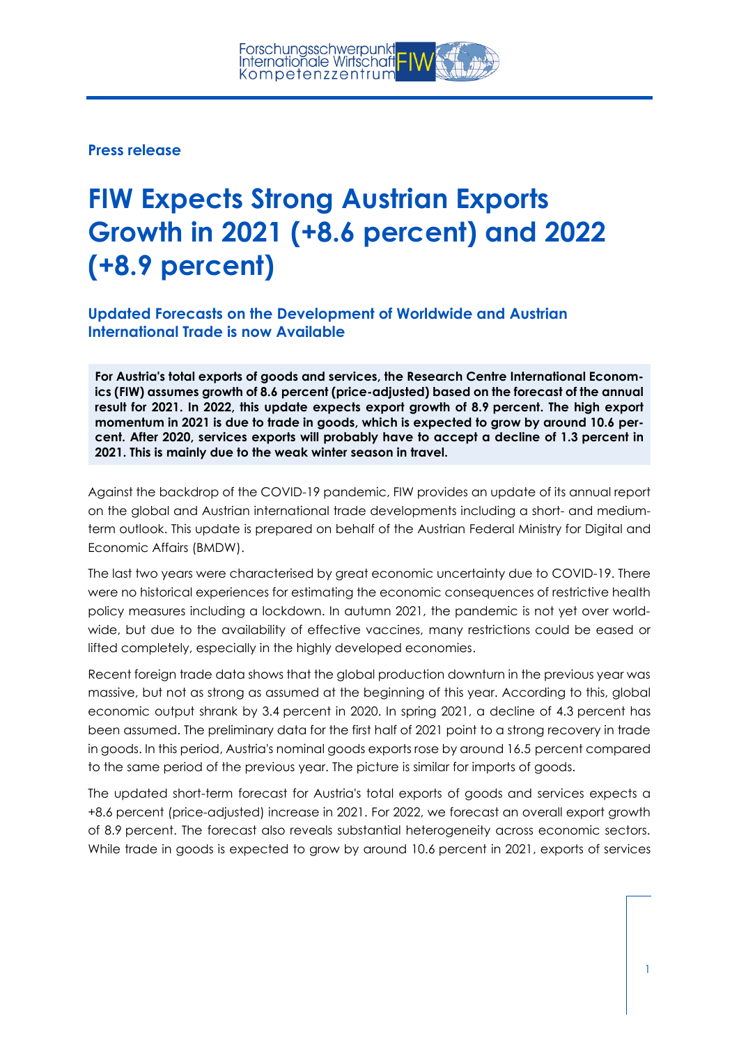**Press release**

# FIW Expects Strong Austrian Exports Growth in 2021 (+8.6 percent) and 2022 (+8.9 percent)

## Updated Forecasts on the Development of Worldwide and Austrian International Trade is now Available

**For Austria's total exports of goods and services, the Research Centre International Economics (FIW) assumes growth of 8.6 percent (price-adjusted) based on the forecast of the annual result for 2021. In 2022, this update expects export growth of 8.9 percent. The high export momentum in 2021 is due to trade in goods, which is expected to grow by around 10.6 percent. After 2020, services exports will probably have to accept a decline of 1.3 percent in 2021. This is mainly due to the weak winter season in travel.**

Against the backdrop of the COVID-19 pandemic, FIW provides an update of its annual report on the global and Austrian international trade developments including a short- and medium-term outlook. This update is prepared on behalf of the Austrian Federal Ministry for Digital and Economic Affairs (BMDW).

The last two years were characterised by great economic uncertainty due to COVID-19. There were no historical experiences for estimating the economic consequences of restrictive health policy measures including a lockdown. In autumn 2021, the pandemic is not yet over worldwide, but due to the availability of effective vaccines, many restrictions could be eased or lifted completely, especially in the highly developed economies.

Recent foreign trade data shows that the global production downturn in the previous year was massive, but not as strong as assumed at the beginning of this year. According to this, global economic output shrank by 3.4 percent in 2020. In spring 2021, a decline of 4.3 percent has been assumed. The preliminary data for the first half of 2021 point to a strong recovery in trade in goods. In this period, Austria's nominal goods exports rose by around 16.5 percent compared to the same period of the previous year. The picture is similar for imports of goods.

The updated short-term forecast for Austria's total exports of goods and services expects a +8.6 percent (price-adjusted) increase in 2021. For 2022, we forecast an overall export growth of 8.9 percent. The forecast also reveals substantial heterogeneity across economic sectors. While trade in goods is expected to grow by around 10.6 percent in 2021, exports of services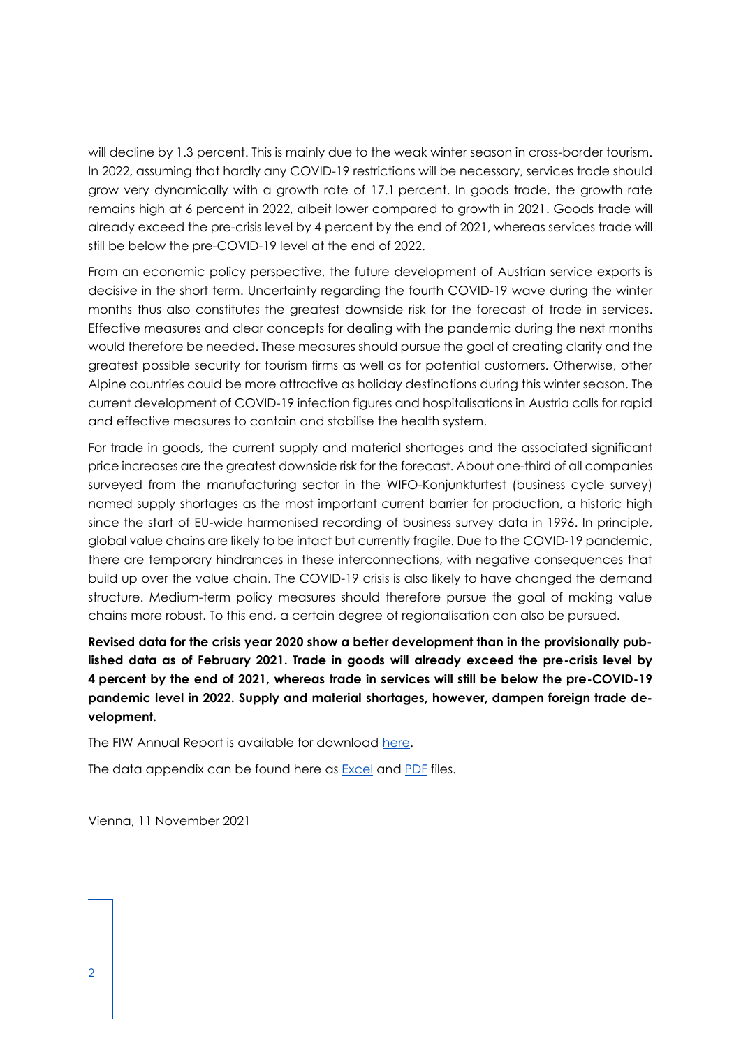will decline by 1.3 percent. This is mainly due to the weak winter season in cross-border tourism. In 2022, assuming that hardly any COVID-19 restrictions will be necessary, services trade should grow very dynamically with a growth rate of 17.1 percent. In goods trade, the growth rate remains high at 6 percent in 2022, albeit lower compared to growth in 2021. Goods trade will already exceed the pre-crisis level by 4 percent by the end of 2021, whereas services trade will still be below the pre-COVID-19 level at the end of 2022.

From an economic policy perspective, the future development of Austrian service exports is decisive in the short term. Uncertainty regarding the fourth COVID-19 wave during the winter months thus also constitutes the greatest downside risk for the forecast of trade in services. Effective measures and clear concepts for dealing with the pandemic during the next months would therefore be needed. These measures should pursue the goal of creating clarity and the greatest possible security for tourism firms as well as for potential customers. Otherwise, other Alpine countries could be more attractive as holiday destinations during this winter season. The current development of COVID-19 infection figures and hospitalisations in Austria calls for rapid and effective measures to contain and stabilise the health system.

For trade in goods, the current supply and material shortages and the associated significant price increases are the greatest downside risk for the forecast. About one-third of all companies surveyed from the manufacturing sector in the WIFO-Konjunkturtest (business cycle survey) named supply shortages as the most important current barrier for production, a historic high since the start of EU-wide harmonised recording of business survey data in 1996. In principle, global value chains are likely to be intact but currently fragile. Due to the COVID-19 pandemic, there are temporary hindrances in these interconnections, with negative consequences that build up over the value chain. The COVID-19 crisis is also likely to have changed the demand structure. Medium-term policy measures should therefore pursue the goal of making value chains more robust. To this end, a certain degree of regionalisation can also be pursued.

**Revised data for the crisis year 2020 show a better development than in the provisionally published data as of February 2021. Trade in goods will already exceed the pre-crisis level by 4 percent by the end of 2021, whereas trade in services will still be below the pre-COVID-19 pandemic level in 2022. Supply and material shortages, however, dampen foreign trade development.**

The FIW Annual Report is available for download here.

The data appendix can be found here as Excel and PDF files.

Vienna, 11 November 2021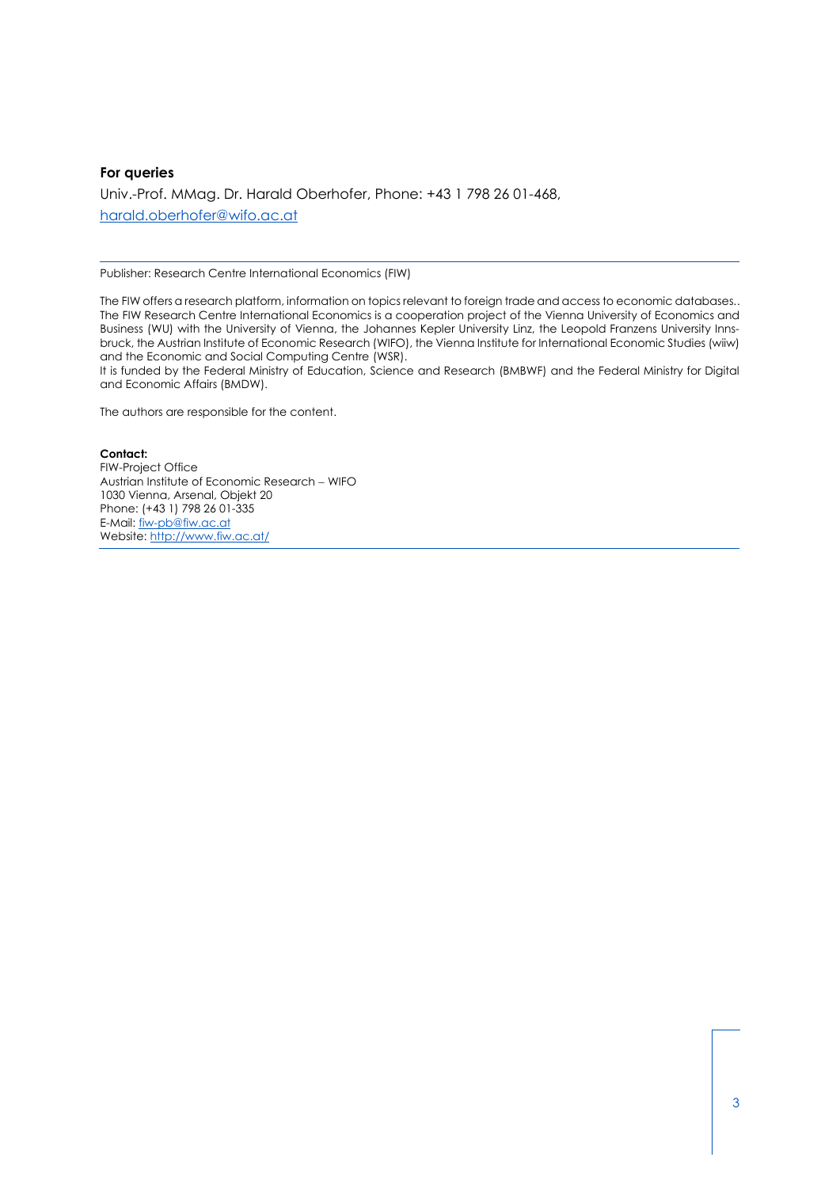**For queries**

Univ.-Prof. MMag. Dr. Harald Oberhofer, Phone: +43 1 798 26 01-468,
harald.oberhofer@wifo.ac.at

---

Publisher: Research Centre International Economics (FIW)

The FIW offers a research platform, information on topics relevant to foreign trade and access to economic databases.. The FIW Research Centre International Economics is a cooperation project of the Vienna University of Economics and Business (WU) with the University of Vienna, the Johannes Kepler University Linz, the Leopold Franzens University Innsbruck, the Austrian Institute of Economic Research (WIFO), the Vienna Institute for International Economic Studies (wiiw) and the Economic and Social Computing Centre (WSR).
It is funded by the Federal Ministry of Education, Science and Research (BMBWF) and the Federal Ministry for Digital and Economic Affairs (BMDW).

The authors are responsible for the content.

**Contact:**
FIW-Project Office
Austrian Institute of Economic Research – WIFO
1030 Vienna, Arsenal, Objekt 20
Phone: (+43 1) 798 26 01-335
E-Mail: fiw-pb@fiw.ac.at
Website: http://www.fiw.ac.at/